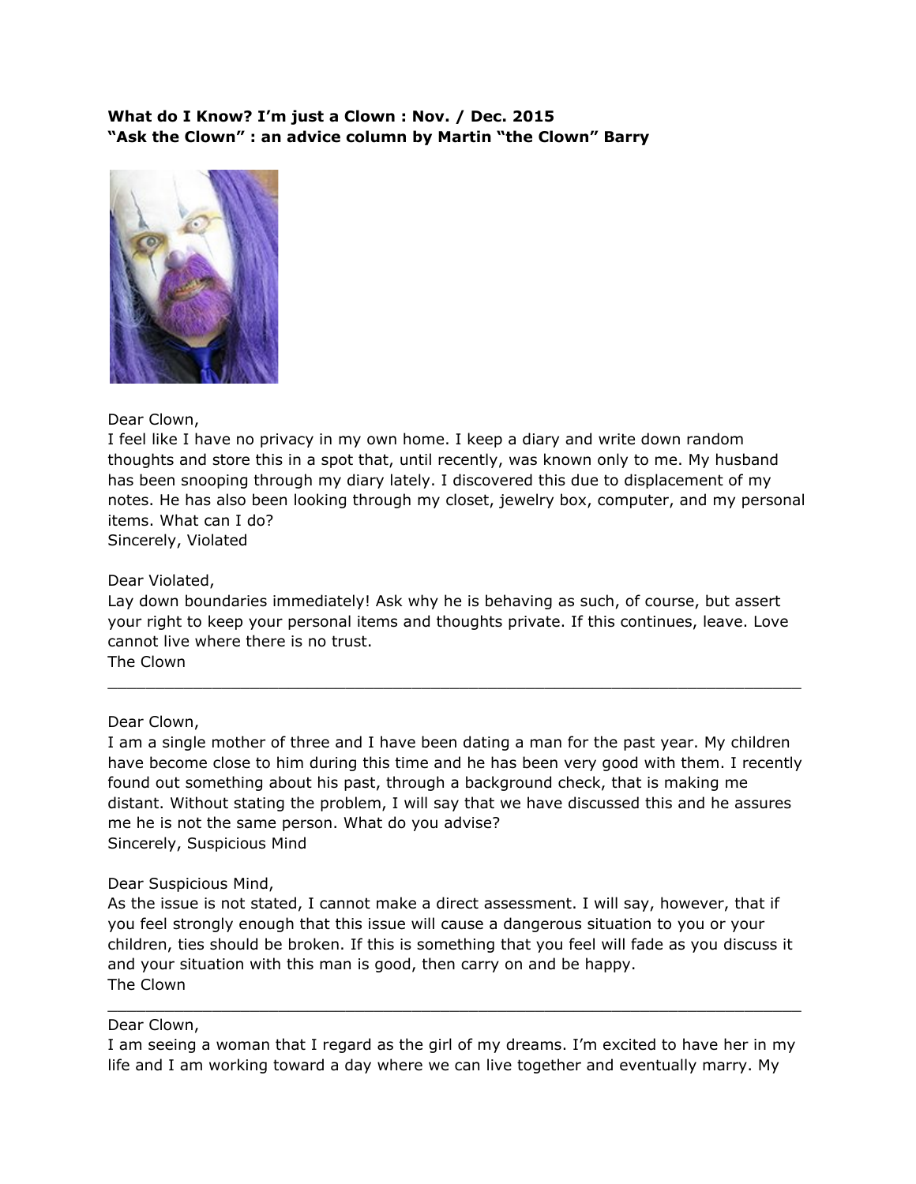**What do I Know? I'm just a Clown : Nov. / Dec. 2015**
**"Ask the Clown" : an advice column by Martin "the Clown" Barry**

Dear Clown,
I feel like I have no privacy in my own home. I keep a diary and write down random thoughts and store this in a spot that, until recently, was known only to me. My husband has been snooping through my diary lately. I discovered this due to displacement of my notes. He has also been looking through my closet, jewelry box, computer, and my personal items. What can I do?
Sincerely, Violated

Dear Violated,
Lay down boundaries immediately! Ask why he is behaving as such, of course, but assert your right to keep your personal items and thoughts private. If this continues, leave. Love cannot live where there is no trust.
The Clown

---

Dear Clown,
I am a single mother of three and I have been dating a man for the past year. My children have become close to him during this time and he has been very good with them. I recently found out something about his past, through a background check, that is making me distant. Without stating the problem, I will say that we have discussed this and he assures me he is not the same person. What do you advise?
Sincerely, Suspicious Mind

Dear Suspicious Mind,
As the issue is not stated, I cannot make a direct assessment. I will say, however, that if you feel strongly enough that this issue will cause a dangerous situation to you or your children, ties should be broken. If this is something that you feel will fade as you discuss it and your situation with this man is good, then carry on and be happy.
The Clown

---

Dear Clown,
I am seeing a woman that I regard as the girl of my dreams. I'm excited to have her in my life and I am working toward a day where we can live together and eventually marry. My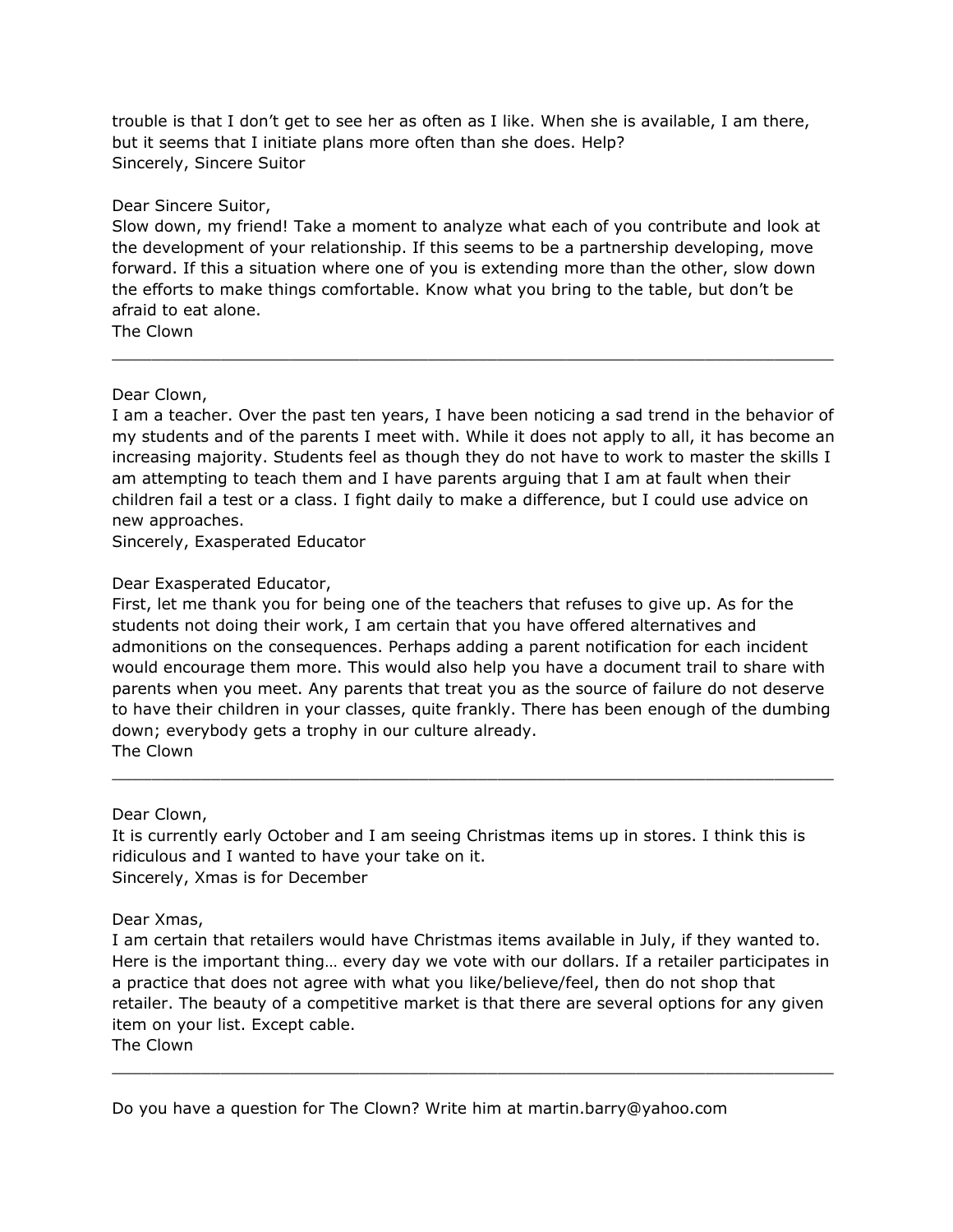trouble is that I don't get to see her as often as I like. When she is available, I am there, but it seems that I initiate plans more often than she does. Help?
Sincerely, Sincere Suitor

Dear Sincere Suitor,
Slow down, my friend! Take a moment to analyze what each of you contribute and look at the development of your relationship. If this seems to be a partnership developing, move forward. If this a situation where one of you is extending more than the other, slow down the efforts to make things comfortable. Know what you bring to the table, but don't be afraid to eat alone.
The Clown

---

Dear Clown,
I am a teacher. Over the past ten years, I have been noticing a sad trend in the behavior of my students and of the parents I meet with. While it does not apply to all, it has become an increasing majority. Students feel as though they do not have to work to master the skills I am attempting to teach them and I have parents arguing that I am at fault when their children fail a test or a class. I fight daily to make a difference, but I could use advice on new approaches.
Sincerely, Exasperated Educator

Dear Exasperated Educator,
First, let me thank you for being one of the teachers that refuses to give up. As for the students not doing their work, I am certain that you have offered alternatives and admonitions on the consequences. Perhaps adding a parent notification for each incident would encourage them more. This would also help you have a document trail to share with parents when you meet. Any parents that treat you as the source of failure do not deserve to have their children in your classes, quite frankly. There has been enough of the dumbing down; everybody gets a trophy in our culture already.
The Clown

---

Dear Clown,
It is currently early October and I am seeing Christmas items up in stores. I think this is ridiculous and I wanted to have your take on it.
Sincerely, Xmas is for December

Dear Xmas,
I am certain that retailers would have Christmas items available in July, if they wanted to. Here is the important thing… every day we vote with our dollars. If a retailer participates in a practice that does not agree with what you like/believe/feel, then do not shop that retailer. The beauty of a competitive market is that there are several options for any given item on your list. Except cable.
The Clown

---

Do you have a question for The Clown? Write him at martin.barry@yahoo.com